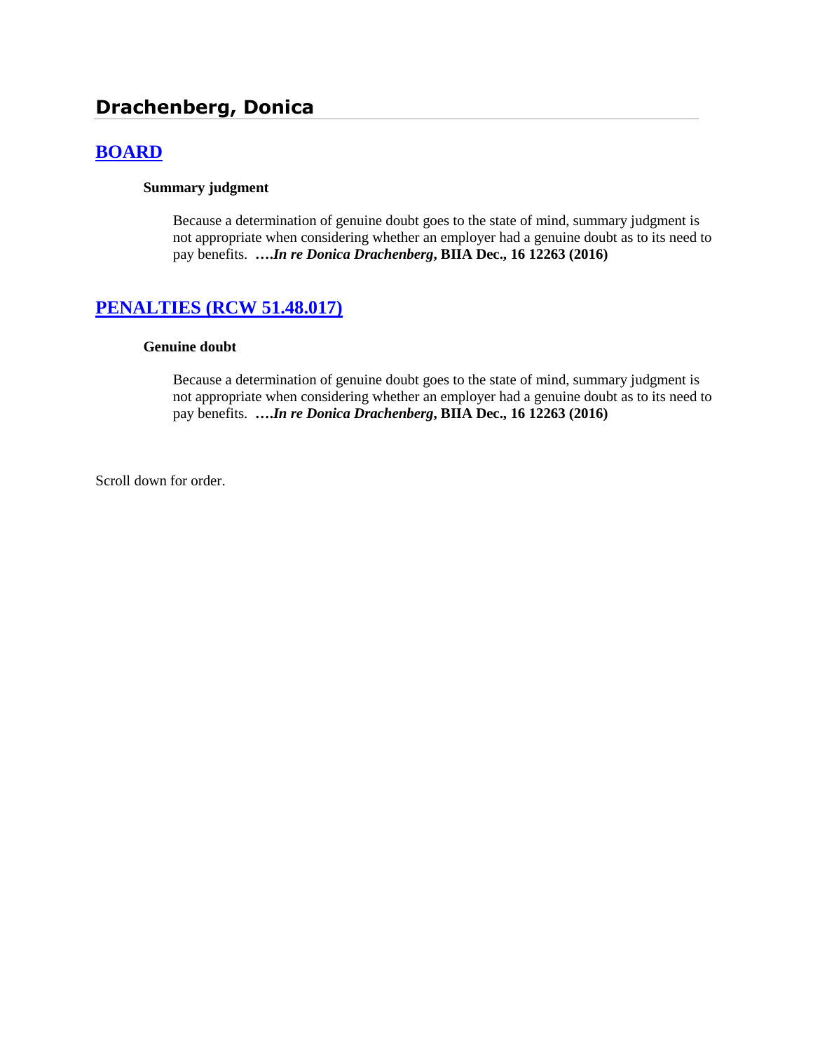## Drachenberg, Donica

### [BOARD]

**Summary judgment**

Because a determination of genuine doubt goes to the state of mind, summary judgment is not appropriate when considering whether an employer had a genuine doubt as to its need to pay benefits. ***….In re Donica Drachenberg*, BIIA Dec., 16 12263 (2016)**

### [PENALTIES (RCW 51.48.017)]

**Genuine doubt**

Because a determination of genuine doubt goes to the state of mind, summary judgment is not appropriate when considering whether an employer had a genuine doubt as to its need to pay benefits. ***….In re Donica Drachenberg*, BIIA Dec., 16 12263 (2016)**

Scroll down for order.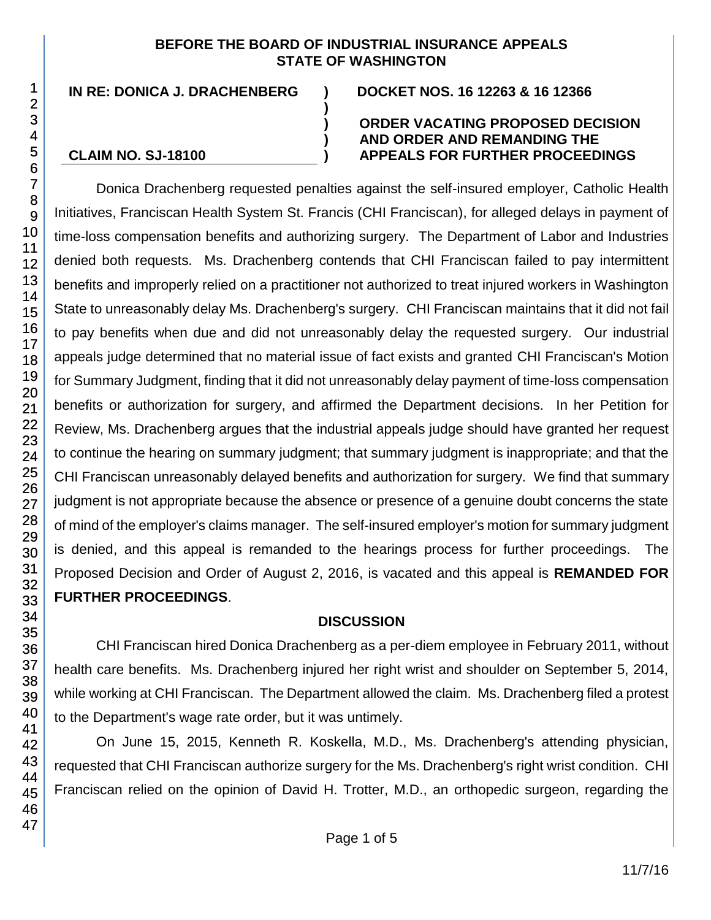**BEFORE THE BOARD OF INDUSTRIAL INSURANCE APPEALS**
**STATE OF WASHINGTON**

| | | |
|---|---|---|
| **IN RE: DONICA J. DRACHENBERG** | **)** | **DOCKET NOS. 16 12263 & 16 12366** |
| | **)** | |
| | **)** | **ORDER VACATING PROPOSED DECISION** |
| | **)** | **AND ORDER AND REMANDING THE** |
| **CLAIM NO. SJ-18100** | **)** | **APPEALS FOR FURTHER PROCEEDINGS** |

Donica Drachenberg requested penalties against the self-insured employer, Catholic Health Initiatives, Franciscan Health System St. Francis (CHI Franciscan), for alleged delays in payment of time-loss compensation benefits and authorizing surgery. The Department of Labor and Industries denied both requests. Ms. Drachenberg contends that CHI Franciscan failed to pay intermittent benefits and improperly relied on a practitioner not authorized to treat injured workers in Washington State to unreasonably delay Ms. Drachenberg's surgery. CHI Franciscan maintains that it did not fail to pay benefits when due and did not unreasonably delay the requested surgery. Our industrial appeals judge determined that no material issue of fact exists and granted CHI Franciscan's Motion for Summary Judgment, finding that it did not unreasonably delay payment of time-loss compensation benefits or authorization for surgery, and affirmed the Department decisions. In her Petition for Review, Ms. Drachenberg argues that the industrial appeals judge should have granted her request to continue the hearing on summary judgment; that summary judgment is inappropriate; and that the CHI Franciscan unreasonably delayed benefits and authorization for surgery. We find that summary judgment is not appropriate because the absence or presence of a genuine doubt concerns the state of mind of the employer's claims manager. The self-insured employer's motion for summary judgment is denied, and this appeal is remanded to the hearings process for further proceedings. The Proposed Decision and Order of August 2, 2016, is vacated and this appeal is **REMANDED FOR FURTHER PROCEEDINGS**.

## DISCUSSION

CHI Franciscan hired Donica Drachenberg as a per-diem employee in February 2011, without health care benefits. Ms. Drachenberg injured her right wrist and shoulder on September 5, 2014, while working at CHI Franciscan. The Department allowed the claim. Ms. Drachenberg filed a protest to the Department's wage rate order, but it was untimely.

On June 15, 2015, Kenneth R. Koskella, M.D., Ms. Drachenberg's attending physician, requested that CHI Franciscan authorize surgery for the Ms. Drachenberg's right wrist condition. CHI Franciscan relied on the opinion of David H. Trotter, M.D., an orthopedic surgeon, regarding the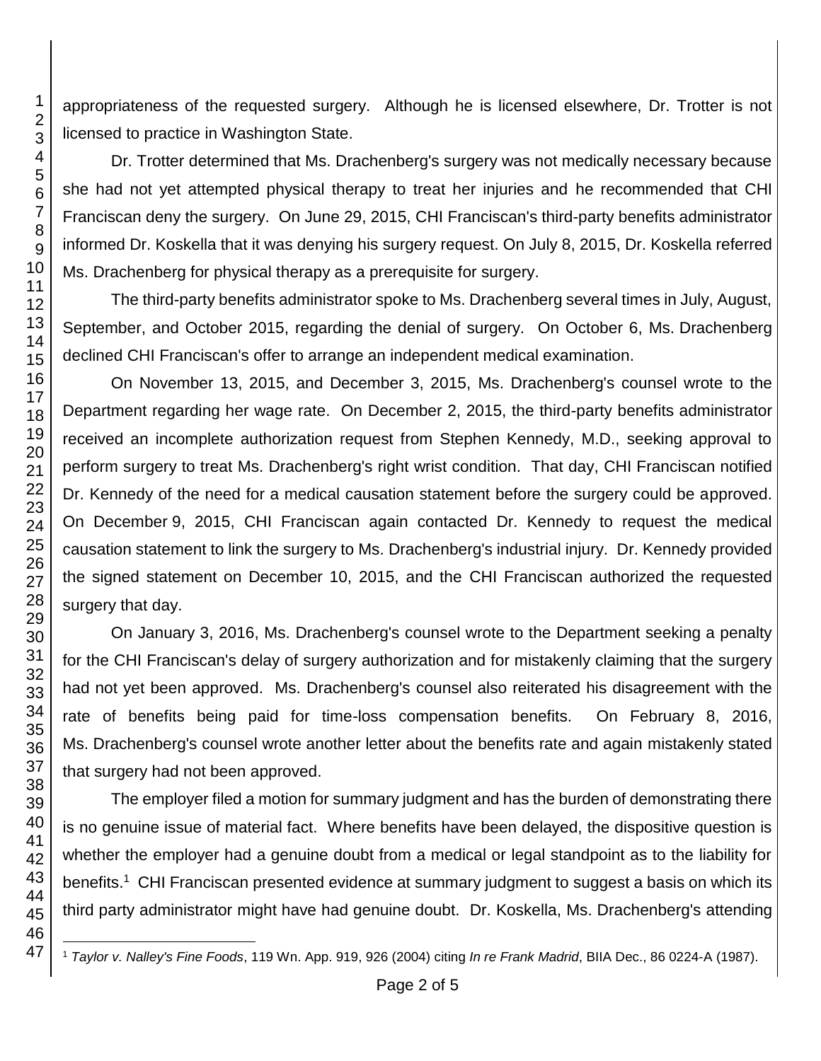appropriateness of the requested surgery. Although he is licensed elsewhere, Dr. Trotter is not licensed to practice in Washington State.

Dr. Trotter determined that Ms. Drachenberg's surgery was not medically necessary because she had not yet attempted physical therapy to treat her injuries and he recommended that CHI Franciscan deny the surgery. On June 29, 2015, CHI Franciscan's third-party benefits administrator informed Dr. Koskella that it was denying his surgery request. On July 8, 2015, Dr. Koskella referred Ms. Drachenberg for physical therapy as a prerequisite for surgery.

The third-party benefits administrator spoke to Ms. Drachenberg several times in July, August, September, and October 2015, regarding the denial of surgery. On October 6, Ms. Drachenberg declined CHI Franciscan's offer to arrange an independent medical examination.

On November 13, 2015, and December 3, 2015, Ms. Drachenberg's counsel wrote to the Department regarding her wage rate. On December 2, 2015, the third-party benefits administrator received an incomplete authorization request from Stephen Kennedy, M.D., seeking approval to perform surgery to treat Ms. Drachenberg's right wrist condition. That day, CHI Franciscan notified Dr. Kennedy of the need for a medical causation statement before the surgery could be approved. On December 9, 2015, CHI Franciscan again contacted Dr. Kennedy to request the medical causation statement to link the surgery to Ms. Drachenberg's industrial injury. Dr. Kennedy provided the signed statement on December 10, 2015, and the CHI Franciscan authorized the requested surgery that day.

On January 3, 2016, Ms. Drachenberg's counsel wrote to the Department seeking a penalty for the CHI Franciscan's delay of surgery authorization and for mistakenly claiming that the surgery had not yet been approved. Ms. Drachenberg's counsel also reiterated his disagreement with the rate of benefits being paid for time-loss compensation benefits. On February 8, 2016, Ms. Drachenberg's counsel wrote another letter about the benefits rate and again mistakenly stated that surgery had not been approved.

The employer filed a motion for summary judgment and has the burden of demonstrating there is no genuine issue of material fact. Where benefits have been delayed, the dispositive question is whether the employer had a genuine doubt from a medical or legal standpoint as to the liability for benefits.[1] CHI Franciscan presented evidence at summary judgment to suggest a basis on which its third party administrator might have had genuine doubt. Dr. Koskella, Ms. Drachenberg's attending

---

[1] *Taylor v. Nalley's Fine Foods*, 119 Wn. App. 919, 926 (2004) citing *In re Frank Madrid*, BIIA Dec., 86 0224-A (1987).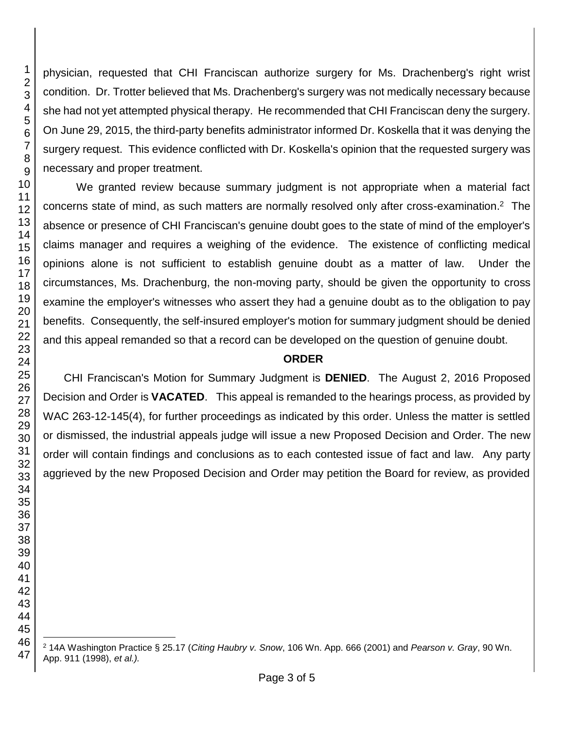physician, requested that CHI Franciscan authorize surgery for Ms. Drachenberg's right wrist condition. Dr. Trotter believed that Ms. Drachenberg's surgery was not medically necessary because she had not yet attempted physical therapy. He recommended that CHI Franciscan deny the surgery. On June 29, 2015, the third-party benefits administrator informed Dr. Koskella that it was denying the surgery request. This evidence conflicted with Dr. Koskella's opinion that the requested surgery was necessary and proper treatment.

We granted review because summary judgment is not appropriate when a material fact concerns state of mind, as such matters are normally resolved only after cross-examination.[2] The absence or presence of CHI Franciscan's genuine doubt goes to the state of mind of the employer's claims manager and requires a weighing of the evidence. The existence of conflicting medical opinions alone is not sufficient to establish genuine doubt as a matter of law. Under the circumstances, Ms. Drachenburg, the non-moving party, should be given the opportunity to cross examine the employer's witnesses who assert they had a genuine doubt as to the obligation to pay benefits. Consequently, the self-insured employer's motion for summary judgment should be denied and this appeal remanded so that a record can be developed on the question of genuine doubt.

## ORDER

CHI Franciscan's Motion for Summary Judgment is **DENIED**. The August 2, 2016 Proposed Decision and Order is **VACATED**. This appeal is remanded to the hearings process, as provided by WAC 263-12-145(4), for further proceedings as indicated by this order. Unless the matter is settled or dismissed, the industrial appeals judge will issue a new Proposed Decision and Order. The new order will contain findings and conclusions as to each contested issue of fact and law. Any party aggrieved by the new Proposed Decision and Order may petition the Board for review, as provided

---

[2] 14A Washington Practice § 25.17 (*Citing Haubry v. Snow*, 106 Wn. App. 666 (2001) and *Pearson v. Gray*, 90 Wn. App. 911 (1998), *et al.).*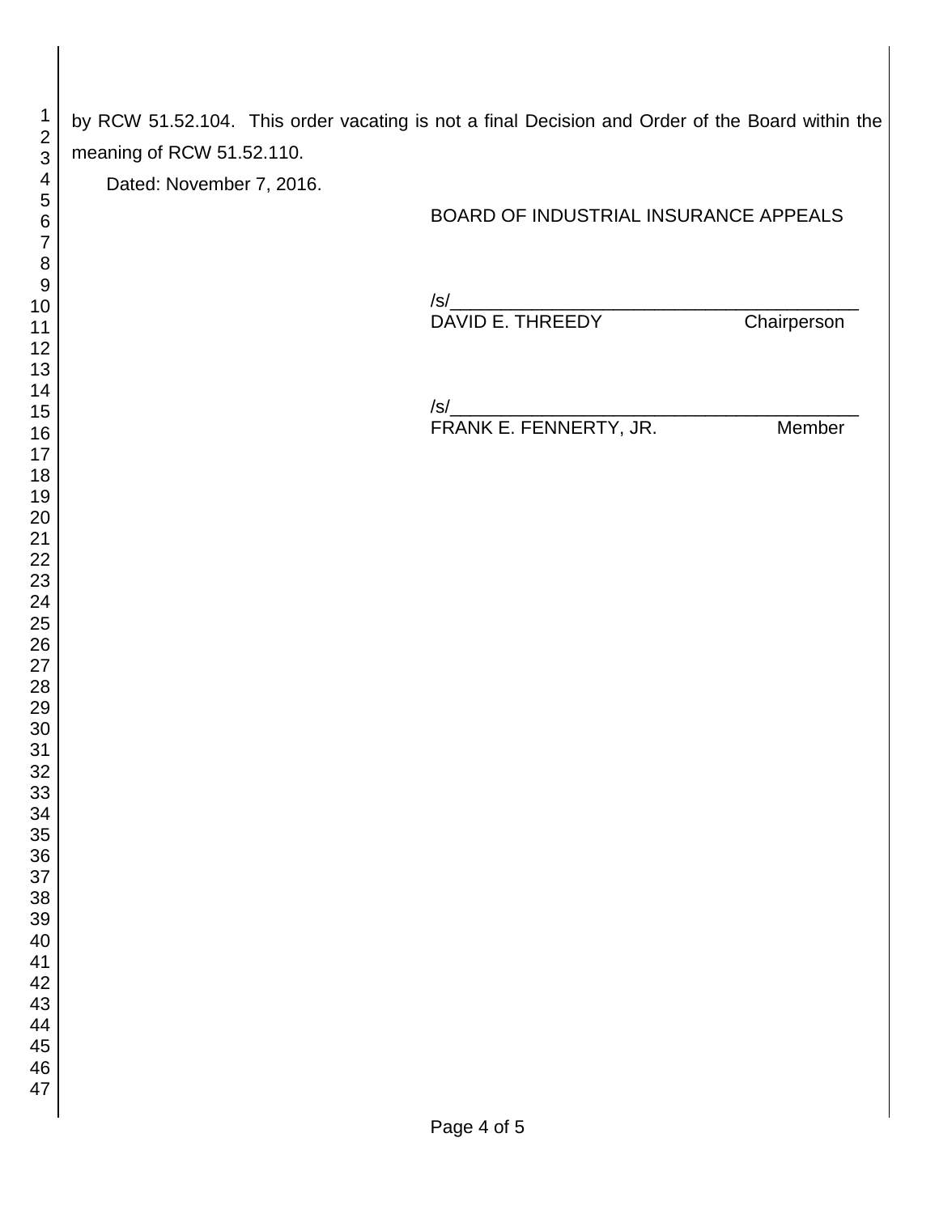by RCW 51.52.104. This order vacating is not a final Decision and Order of the Board within the meaning of RCW 51.52.110.

Dated: November 7, 2016.

BOARD OF INDUSTRIAL INSURANCE APPEALS

/s/_________________________________________
DAVID E. THREEDY Chairperson

/s/_________________________________________
FRANK E. FENNERTY, JR. Member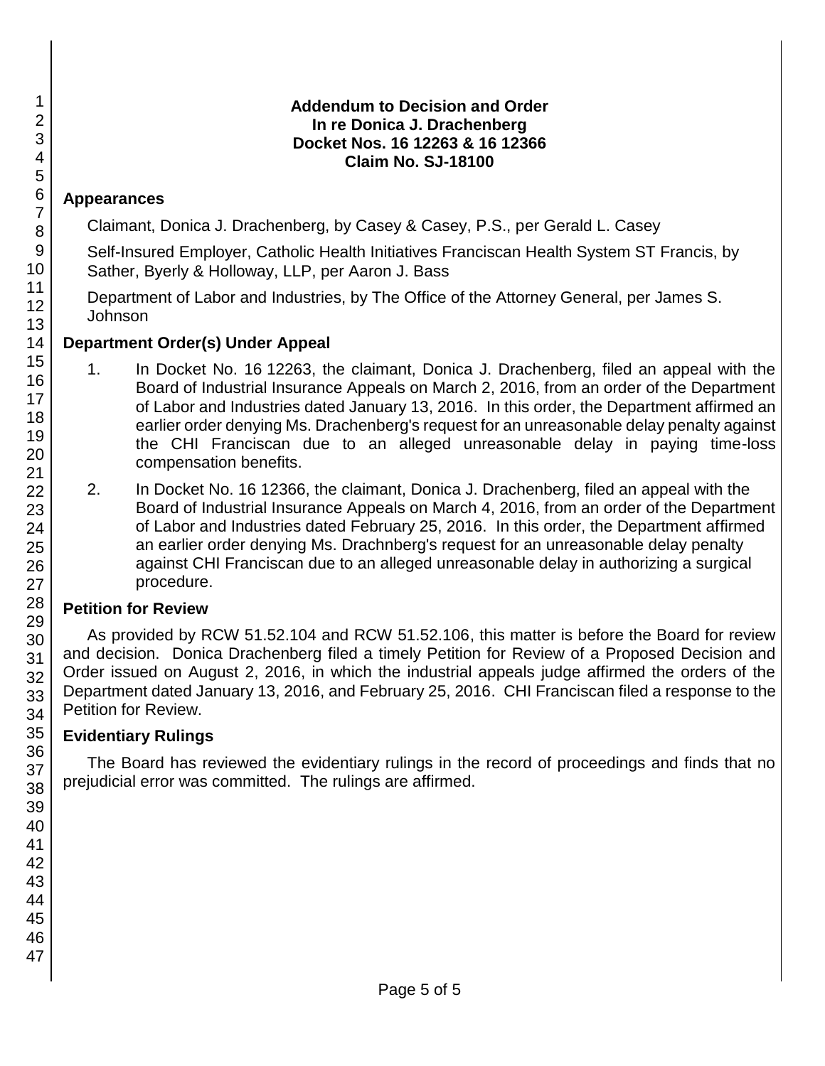**Addendum to Decision and Order**
**In re Donica J. Drachenberg**
**Docket Nos. 16 12263 & 16 12366**
**Claim No. SJ-18100**

## Appearances

Claimant, Donica J. Drachenberg, by Casey & Casey, P.S., per Gerald L. Casey

Self-Insured Employer, Catholic Health Initiatives Franciscan Health System ST Francis, by Sather, Byerly & Holloway, LLP, per Aaron J. Bass

Department of Labor and Industries, by The Office of the Attorney General, per James S. Johnson

## Department Order(s) Under Appeal

1. In Docket No. 16 12263, the claimant, Donica J. Drachenberg, filed an appeal with the Board of Industrial Insurance Appeals on March 2, 2016, from an order of the Department of Labor and Industries dated January 13, 2016. In this order, the Department affirmed an earlier order denying Ms. Drachenberg's request for an unreasonable delay penalty against the CHI Franciscan due to an alleged unreasonable delay in paying time-loss compensation benefits.

2. In Docket No. 16 12366, the claimant, Donica J. Drachenberg, filed an appeal with the Board of Industrial Insurance Appeals on March 4, 2016, from an order of the Department of Labor and Industries dated February 25, 2016. In this order, the Department affirmed an earlier order denying Ms. Drachnberg's request for an unreasonable delay penalty against CHI Franciscan due to an alleged unreasonable delay in authorizing a surgical procedure.

## Petition for Review

As provided by RCW 51.52.104 and RCW 51.52.106, this matter is before the Board for review and decision. Donica Drachenberg filed a timely Petition for Review of a Proposed Decision and Order issued on August 2, 2016, in which the industrial appeals judge affirmed the orders of the Department dated January 13, 2016, and February 25, 2016. CHI Franciscan filed a response to the Petition for Review.

## Evidentiary Rulings

The Board has reviewed the evidentiary rulings in the record of proceedings and finds that no prejudicial error was committed. The rulings are affirmed.